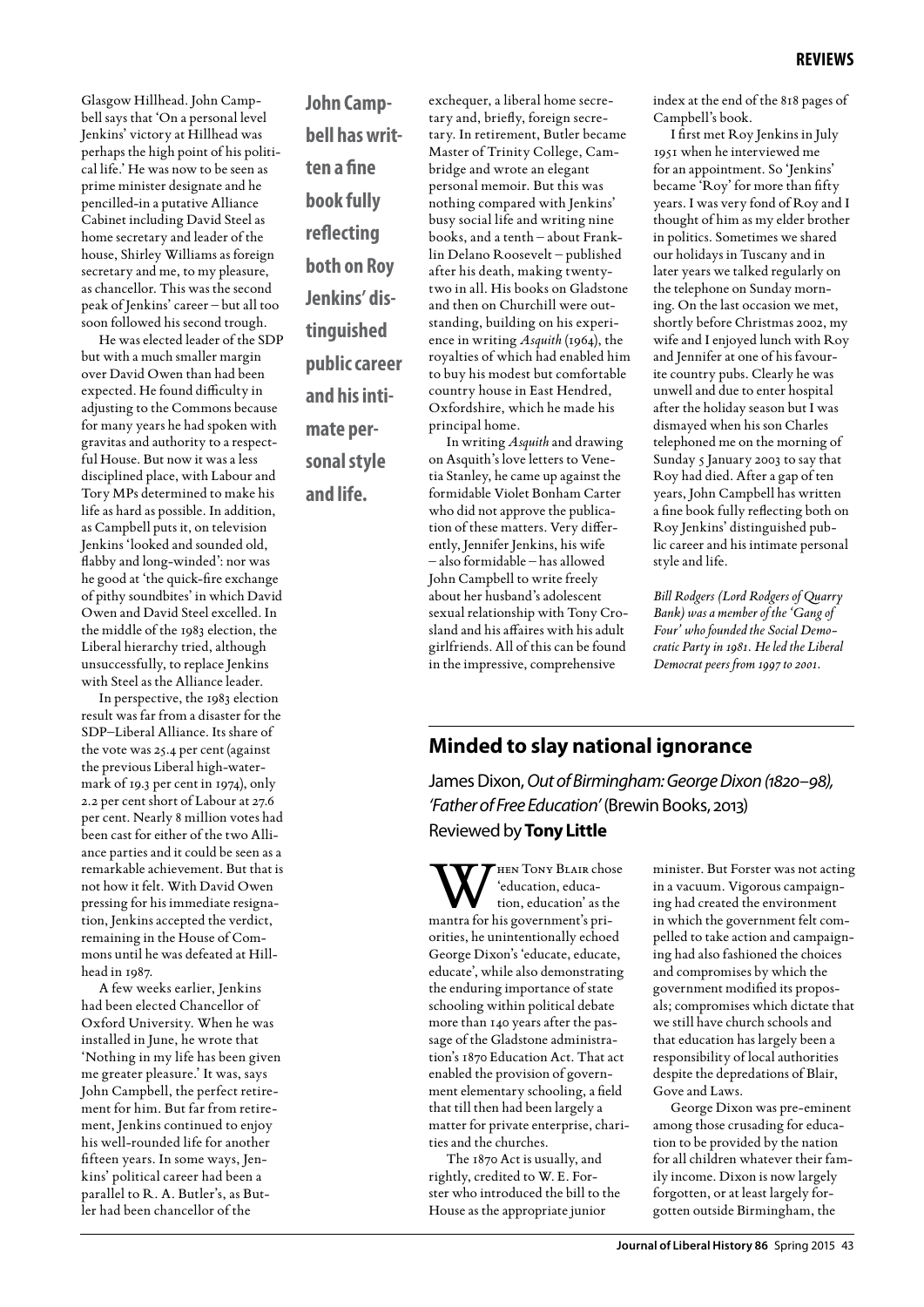Glasgow Hillhead. John Campbell says that 'On a personal level Jenkins' victory at Hillhead was perhaps the high point of his political life.' He was now to be seen as prime minister designate and he pencilled-in a putative Alliance Cabinet including David Steel as home secretary and leader of the house, Shirley Williams as foreign secretary and me, to my pleasure, as chancellor. This was the second peak of Jenkins' career – but all too soon followed his second trough.

He was elected leader of the SDP but with a much smaller margin over David Owen than had been expected. He found difficulty in adjusting to the Commons because for many years he had spoken with gravitas and authority to a respectful House. But now it was a less disciplined place, with Labour and Tory MPs determined to make his life as hard as possible. In addition, as Campbell puts it, on television Jenkins 'looked and sounded old, flabby and long-winded': nor was he good at 'the quick-fire exchange of pithy soundbites' in which David Owen and David Steel excelled. In the middle of the 1983 election, the Liberal hierarchy tried, although unsuccessfully, to replace Jenkins with Steel as the Alliance leader.

In perspective, the 1983 election result was far from a disaster for the SDP–Liberal Alliance. Its share of the vote was 25.4 per cent (against the previous Liberal high-watermark of 19.3 per cent in 1974), only 2.2 per cent short of Labour at 27.6 per cent. Nearly 8 million votes had been cast for either of the two Alliance parties and it could be seen as a remarkable achievement. But that is not how it felt. With David Owen pressing for his immediate resignation, Jenkins accepted the verdict, remaining in the House of Commons until he was defeated at Hillhead in 1987.

A few weeks earlier, Jenkins had been elected Chancellor of Oxford University. When he was installed in June, he wrote that 'Nothing in my life has been given me greater pleasure.' It was, says John Campbell, the perfect retirement for him. But far from retirement, Jenkins continued to enjoy his well-rounded life for another fifteen years. In some ways, Jenkins' political career had been a parallel to R. A. Butler's, as Butler had been chancellor of the exchequer, a liberal home secretary and, briefly, foreign secretary. In retirement, Butler became Master of Trinity College, Cambridge and wrote an elegant personal memoir. But this was nothing compared with Jenkins' busy social life and writing nine books, and a tenth – about Franklin Delano Roosevelt – published after his death, making twenty-two in all. His books on Gladstone and then on Churchill were outstanding, building on his experience in writing *Asquith* (1964), the royalties of which had enabled him to buy his modest but comfortable country house in East Hendred, Oxfordshire, which he made his principal home.

**John Campbell has written a fine book fully reflecting both on Roy Jenkins' distinguished public career and his intimate personal style and life.**

In writing *Asquith* and drawing on Asquith's love letters to Venetia Stanley, he came up against the formidable Violet Bonham Carter who did not approve the publication of these matters. Very differently, Jennifer Jenkins, his wife – also formidable – has allowed John Campbell to write freely about her husband's adolescent sexual relationship with Tony Crosland and his affaires with his adult girlfriends. All of this can be found in the impressive, comprehensive index at the end of the 818 pages of Campbell's book.

I first met Roy Jenkins in July 1951 when he interviewed me for an appointment. So 'Jenkins' became 'Roy' for more than fifty years. I was very fond of Roy and I thought of him as my elder brother in politics. Sometimes we shared our holidays in Tuscany and in later years we talked regularly on the telephone on Sunday morning. On the last occasion we met, shortly before Christmas 2002, my wife and I enjoyed lunch with Roy and Jennifer at one of his favourite country pubs. Clearly he was unwell and due to enter hospital after the holiday season but I was dismayed when his son Charles telephoned me on the morning of Sunday 5 January 2003 to say that Roy had died. After a gap of ten years, John Campbell has written a fine book fully reflecting both on Roy Jenkins' distinguished public career and his intimate personal style and life.

*Bill Rodgers (Lord Rodgers of Quarry Bank) was a member of the 'Gang of Four' who founded the Social Democratic Party in 1981. He led the Liberal Democrat peers from 1997 to 2001.*

## Minded to slay national ignorance

James Dixon, *Out of Birmingham: George Dixon (1820–98), 'Father of Free Education'* (Brewin Books, 2013)
Reviewed by **Tony Little**

When Tony Blair chose 'education, education, education' as the mantra for his government's priorities, he unintentionally echoed George Dixon's 'educate, educate, educate', while also demonstrating the enduring importance of state schooling within political debate more than 140 years after the passage of the Gladstone administration's 1870 Education Act. That act enabled the provision of government elementary schooling, a field that till then had been largely a matter for private enterprise, charities and the churches.

The 1870 Act is usually, and rightly, credited to W. E. Forster who introduced the bill to the House as the appropriate junior minister. But Forster was not acting in a vacuum. Vigorous campaigning had created the environment in which the government felt compelled to take action and campaigning had also fashioned the choices and compromises by which the government modified its proposals; compromises which dictate that we still have church schools and that education has largely been a responsibility of local authorities despite the depredations of Blair, Gove and Laws.

George Dixon was pre-eminent among those crusading for education to be provided by the nation for all children whatever their family income. Dixon is now largely forgotten, or at least largely forgotten outside Birmingham, the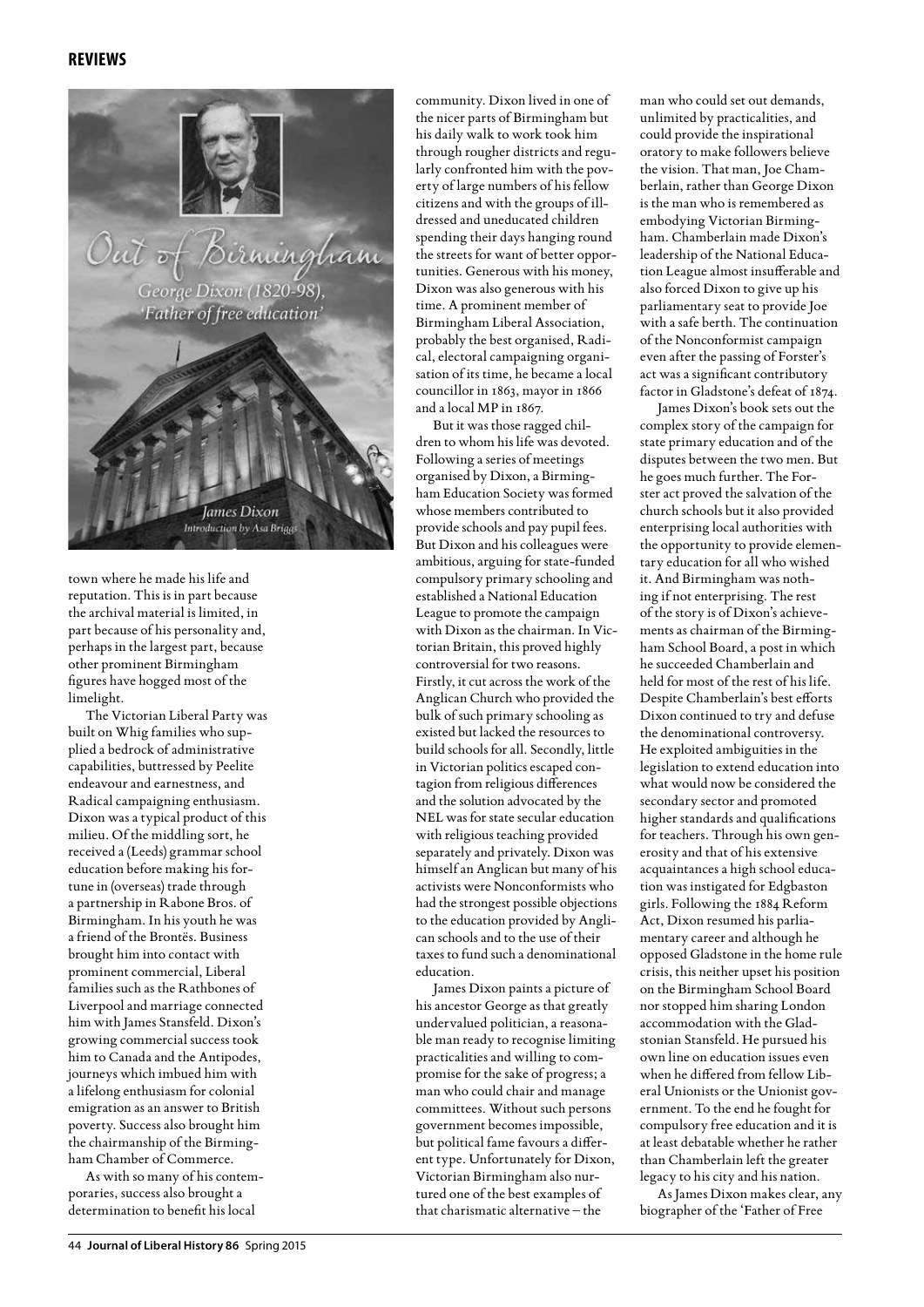town where he made his life and reputation. This is in part because the archival material is limited, in part because of his personality and, perhaps in the largest part, because other prominent Birmingham figures have hogged most of the limelight.

The Victorian Liberal Party was built on Whig families who supplied a bedrock of administrative capabilities, buttressed by Peelite endeavour and earnestness, and Radical campaigning enthusiasm. Dixon was a typical product of this milieu. Of the middling sort, he received a (Leeds) grammar school education before making his fortune in (overseas) trade through a partnership in Rabone Bros. of Birmingham. In his youth he was a friend of the Brontës. Business brought him into contact with prominent commercial, Liberal families such as the Rathbones of Liverpool and marriage connected him with James Stansfeld. Dixon's growing commercial success took him to Canada and the Antipodes, journeys which imbued him with a lifelong enthusiasm for colonial emigration as an answer to British poverty. Success also brought him the chairmanship of the Birmingham Chamber of Commerce.

As with so many of his contemporaries, success also brought a determination to benefit his local community. Dixon lived in one of the nicer parts of Birmingham but his daily walk to work took him through rougher districts and regularly confronted him with the poverty of large numbers of his fellow citizens and with the groups of ill-dressed and uneducated children spending their days hanging round the streets for want of better opportunities. Generous with his money, Dixon was also generous with his time. A prominent member of Birmingham Liberal Association, probably the best organised, Radical, electoral campaigning organisation of its time, he became a local councillor in 1863, mayor in 1866 and a local MP in 1867.

But it was those ragged children to whom his life was devoted. Following a series of meetings organised by Dixon, a Birmingham Education Society was formed whose members contributed to provide schools and pay pupil fees. But Dixon and his colleagues were ambitious, arguing for state-funded compulsory primary schooling and established a National Education League to promote the campaign with Dixon as the chairman. In Victorian Britain, this proved highly controversial for two reasons. Firstly, it cut across the work of the Anglican Church who provided the bulk of such primary schooling as existed but lacked the resources to build schools for all. Secondly, little in Victorian politics escaped contagion from religious differences and the solution advocated by the NEL was for state secular education with religious teaching provided separately and privately. Dixon was himself an Anglican but many of his activists were Nonconformists who had the strongest possible objections to the education provided by Anglican schools and to the use of their taxes to fund such a denominational education.

James Dixon paints a picture of his ancestor George as that greatly undervalued politician, a reasonable man ready to recognise limiting practicalities and willing to compromise for the sake of progress; a man who could chair and manage committees. Without such persons government becomes impossible, but political fame favours a different type. Unfortunately for Dixon, Victorian Birmingham also nurtured one of the best examples of that charismatic alternative – the man who could set out demands, unlimited by practicalities, and could provide the inspirational oratory to make followers believe the vision. That man, Joe Chamberlain, rather than George Dixon is the man who is remembered as embodying Victorian Birmingham. Chamberlain made Dixon's leadership of the National Education League almost insufferable and also forced Dixon to give up his parliamentary seat to provide Joe with a safe berth. The continuation of the Nonconformist campaign even after the passing of Forster's act was a significant contributory factor in Gladstone's defeat of 1874.

James Dixon's book sets out the complex story of the campaign for state primary education and of the disputes between the two men. But he goes much further. The Forster act proved the salvation of the church schools but it also provided enterprising local authorities with the opportunity to provide elementary education for all who wished it. And Birmingham was nothing if not enterprising. The rest of the story is of Dixon's achievements as chairman of the Birmingham School Board, a post in which he succeeded Chamberlain and held for most of the rest of his life. Despite Chamberlain's best efforts Dixon continued to try and defuse the denominational controversy. He exploited ambiguities in the legislation to extend education into what would now be considered the secondary sector and promoted higher standards and qualifications for teachers. Through his own generosity and that of his extensive acquaintances a high school education was instigated for Edgbaston girls. Following the 1884 Reform Act, Dixon resumed his parliamentary career and although he opposed Gladstone in the home rule crisis, this neither upset his position on the Birmingham School Board nor stopped him sharing London accommodation with the Gladstonian Stansfeld. He pursued his own line on education issues even when he differed from fellow Liberal Unionists or the Unionist government. To the end he fought for compulsory free education and it is at least debatable whether he rather than Chamberlain left the greater legacy to his city and his nation.

As James Dixon makes clear, any biographer of the 'Father of Free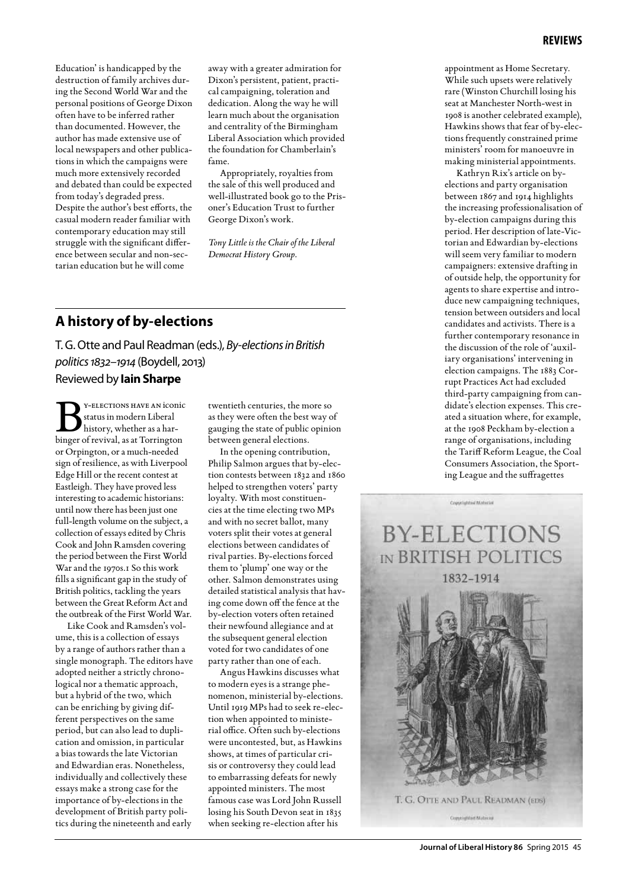Education' is handicapped by the destruction of family archives during the Second World War and the personal positions of George Dixon often have to be inferred rather than documented. However, the author has made extensive use of local newspapers and other publications in which the campaigns were much more extensively recorded and debated than could be expected from today's degraded press. Despite the author's best efforts, the casual modern reader familiar with contemporary education may still struggle with the significant difference between secular and non-sectarian education but he will come away with a greater admiration for Dixon's persistent, patient, practical campaigning, toleration and dedication. Along the way he will learn much about the organisation and centrality of the Birmingham Liberal Association which provided the foundation for Chamberlain's fame.

Appropriately, royalties from the sale of this well produced and well-illustrated book go to the Prisoner's Education Trust to further George Dixon's work.

*Tony Little is the Chair of the Liberal Democrat History Group.*

## A history of by-elections

T. G. Otte and Paul Readman (eds.), *By-elections in British politics 1832–1914* (Boydell, 2013)
Reviewed by **Iain Sharpe**

By-elections have an iconic status in modern Liberal history, whether as a harbinger of revival, as at Torrington or Orpington, or a much-needed sign of resilience, as with Liverpool Edge Hill or the recent contest at Eastleigh. They have proved less interesting to academic historians: until now there has been just one full-length volume on the subject, a collection of essays edited by Chris Cook and John Ramsden covering the period between the First World War and the 1970s.1 So this work fills a significant gap in the study of British politics, tackling the years between the Great Reform Act and the outbreak of the First World War.

Like Cook and Ramsden's volume, this is a collection of essays by a range of authors rather than a single monograph. The editors have adopted neither a strictly chronological nor a thematic approach, but a hybrid of the two, which can be enriching by giving different perspectives on the same period, but can also lead to duplication and omission, in particular a bias towards the late Victorian and Edwardian eras. Nonetheless, individually and collectively these essays make a strong case for the importance of by-elections in the development of British party politics during the nineteenth and early twentieth centuries, the more so as they were often the best way of gauging the state of public opinion between general elections.

In the opening contribution, Philip Salmon argues that by-election contests between 1832 and 1860 helped to strengthen voters' party loyalty. With most constituencies at the time electing two MPs and with no secret ballot, many voters split their votes at general elections between candidates of rival parties. By-elections forced them to 'plump' one way or the other. Salmon demonstrates using detailed statistical analysis that having come down off the fence at the by-election voters often retained their newfound allegiance and at the subsequent general election voted for two candidates of one party rather than one of each.

Angus Hawkins discusses what to modern eyes is a strange phenomenon, ministerial by-elections. Until 1919 MPs had to seek re-election when appointed to ministerial office. Often such by-elections were uncontested, but, as Hawkins shows, at times of particular crisis or controversy they could lead to embarrassing defeats for newly appointed ministers. The most famous case was Lord John Russell losing his South Devon seat in 1835 when seeking re-election after his appointment as Home Secretary. While such upsets were relatively rare (Winston Churchill losing his seat at Manchester North-west in 1908 is another celebrated example), Hawkins shows that fear of by-elections frequently constrained prime ministers' room for manoeuvre in making ministerial appointments.

Kathryn Rix's article on by-elections and party organisation between 1867 and 1914 highlights the increasing professionalisation of by-election campaigns during this period. Her description of late-Victorian and Edwardian by-elections will seem very familiar to modern campaigners: extensive drafting in of outside help, the opportunity for agents to share expertise and introduce new campaigning techniques, tension between outsiders and local candidates and activists. There is a further contemporary resonance in the discussion of the role of 'auxiliary organisations' intervening in election campaigns. The 1883 Corrupt Practices Act had excluded third-party campaigning from candidate's election expenses. This created a situation where, for example, at the 1908 Peckham by-election a range of organisations, including the Tariff Reform League, the Coal Consumers Association, the Sporting League and the suffragettes